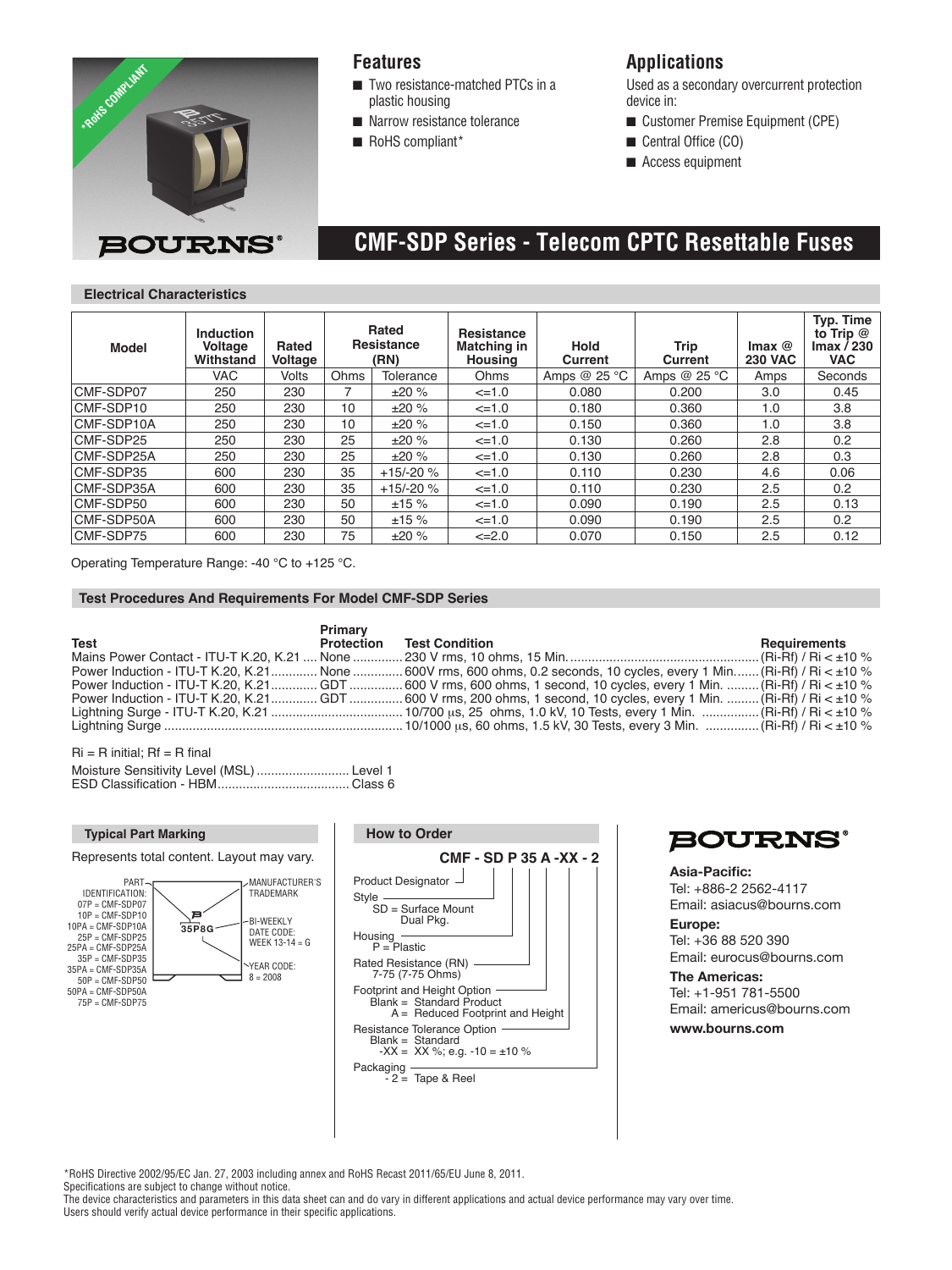*RoHS COMPLIANT

BOURNS®

## Features

- Two resistance-matched PTCs in a plastic housing
- Narrow resistance tolerance
- RoHS compliant*

## Applications

Used as a secondary overcurrent protection device in:

- Customer Premise Equipment (CPE)
- Central Office (CO)
- Access equipment

# CMF-SDP Series - Telecom CPTC Resettable Fuses

### Electrical Characteristics

| Model | Induction Voltage Withstand | Rated Voltage | Rated Resistance (RN) | | Resistance Matching in Housing | Hold Current | Trip Current | Imax @ 230 VAC | Typ. Time to Trip @ Imax / 230 VAC |
|---|---|---|---|---|---|---|---|---|---|
| | VAC | Volts | Ohms | Tolerance | Ohms | Amps @ 25 °C | Amps @ 25 °C | Amps | Seconds |
| CMF-SDP07 | 250 | 230 | 7 | ±20 % | <=1.0 | 0.080 | 0.200 | 3.0 | 0.45 |
| CMF-SDP10 | 250 | 230 | 10 | ±20 % | <=1.0 | 0.180 | 0.360 | 1.0 | 3.8 |
| CMF-SDP10A | 250 | 230 | 10 | ±20 % | <=1.0 | 0.150 | 0.360 | 1.0 | 3.8 |
| CMF-SDP25 | 250 | 230 | 25 | ±20 % | <=1.0 | 0.130 | 0.260 | 2.8 | 0.2 |
| CMF-SDP25A | 250 | 230 | 25 | ±20 % | <=1.0 | 0.130 | 0.260 | 2.8 | 0.3 |
| CMF-SDP35 | 600 | 230 | 35 | +15/-20 % | <=1.0 | 0.110 | 0.230 | 4.6 | 0.06 |
| CMF-SDP35A | 600 | 230 | 35 | +15/-20 % | <=1.0 | 0.110 | 0.230 | 2.5 | 0.2 |
| CMF-SDP50 | 600 | 230 | 50 | ±15 % | <=1.0 | 0.090 | 0.190 | 2.5 | 0.13 |
| CMF-SDP50A | 600 | 230 | 50 | ±15 % | <=1.0 | 0.090 | 0.190 | 2.5 | 0.2 |
| CMF-SDP75 | 600 | 230 | 75 | ±20 % | <=2.0 | 0.070 | 0.150 | 2.5 | 0.12 |

Operating Temperature Range: -40 °C to +125 °C.

### Test Procedures And Requirements For Model CMF-SDP Series

| Test | Primary Protection | Test Condition | Requirements |
|---|---|---|---|
| Mains Power Contact - ITU-T K.20, K.21 | None | 230 V rms, 10 ohms, 15 Min. | (Ri-Rf) / Ri < ±10 % |
| Power Induction - ITU-T K.20, K.21 | None | 600V rms, 600 ohms, 0.2 seconds, 10 cycles, every 1 Min. | (Ri-Rf) / Ri < ±10 % |
| Power Induction - ITU-T K.20, K.21 | GDT | 600 V rms, 600 ohms, 1 second, 10 cycles, every 1 Min. | (Ri-Rf) / Ri < ±10 % |
| Power Induction - ITU-T K.20, K.21 | GDT | 600 V rms, 200 ohms, 1 second, 10 cycles, every 1 Min. | (Ri-Rf) / Ri < ±10 % |
| Lightning Surge - ITU-T K.20, K.21 | | 10/700 µs, 25 ohms, 1.0 kV, 10 Tests, every 1 Min. | (Ri-Rf) / Ri < ±10 % |
| Lightning Surge | | 10/1000 µs, 60 ohms, 1.5 kV, 30 Tests, every 3 Min. | (Ri-Rf) / Ri < ±10 % |

Ri = R initial; Rf = R final

Moisture Sensitivity Level (MSL) .......................... Level 1
ESD Classification - HBM.................................... Class 6

### Typical Part Marking

Represents total content. Layout may vary.

PART IDENTIFICATION:
07P = CMF-SDP07
10P = CMF-SDP10
10PA = CMF-SDP10A
25P = CMF-SDP25
25PA = CMF-SDP25A
35P = CMF-SDP35
35PA = CMF-SDP35A
50P = CMF-SDP50
50PA = CMF-SDP50A
75P = CMF-SDP75

35P8G

MANUFACTURER'S TRADEMARK

BI-WEEKLY DATE CODE: WEEK 13-14 = G

YEAR CODE: 8 = 2008

### How to Order

**CMF - SD P 35 A -XX - 2**

- Product Designator
- Style
  - SD = Surface Mount Dual Pkg.
- Housing
  - P = Plastic
- Rated Resistance (RN)
  - 7-75 (7-75 Ohms)
- Footprint and Height Option
  - Blank = Standard Product
  - A = Reduced Footprint and Height
- Resistance Tolerance Option
  - Blank = Standard
  - -XX = XX %; e.g. -10 = ±10 %
- Packaging
  - - 2 = Tape & Reel

BOURNS®

**Asia-Pacific:**
Tel: +886-2 2562-4117
Email: asiacus@bourns.com

**Europe:**
Tel: +36 88 520 390
Email: eurocus@bourns.com

**The Americas:**
Tel: +1-951 781-5500
Email: americus@bourns.com

**www.bourns.com**

*RoHS Directive 2002/95/EC Jan. 27, 2003 including annex and RoHS Recast 2011/65/EU June 8, 2011.
Specifications are subject to change without notice.
The device characteristics and parameters in this data sheet can and do vary in different applications and actual device performance may vary over time.
Users should verify actual device performance in their specific applications.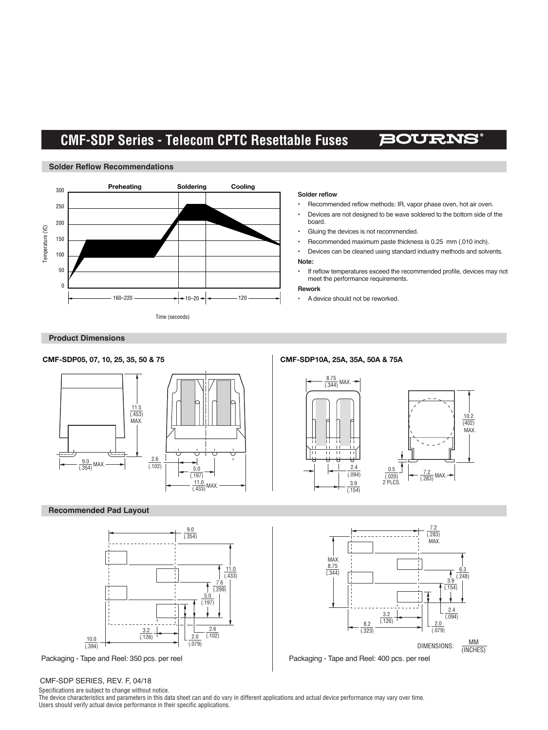## Solder Reflow Recommendations

### Solder reflow

- Recommended reflow methods: IR, vapor phase oven, hot air oven.
- Devices are not designed to be wave soldered to the bottom side of the board.
- Gluing the devices is not recommended.
- Recommended maximum paste thickness is 0.25 mm (.010 inch).
- Devices can be cleaned using standard industry methods and solvents.

**Note:**

- If reflow temperatures exceed the recommended profile, devices may not meet the performance requirements.

**Rework**

- A device should not be reworked.

## Product Dimensions

### CMF-SDP05, 07, 10, 25, 35, 50 & 75

### CMF-SDP10A, 25A, 35A, 50A & 75A

## Recommended Pad Layout

Packaging - Tape and Reel: 350 pcs. per reel

Packaging - Tape and Reel: 400 pcs. per reel

DIMENSIONS: MM (INCHES)

CMF-SDP SERIES, REV. F, 04/18

Specifications are subject to change without notice.
The device characteristics and parameters in this data sheet can and do vary in different applications and actual device performance may vary over time.
Users should verify actual device performance in their specific applications.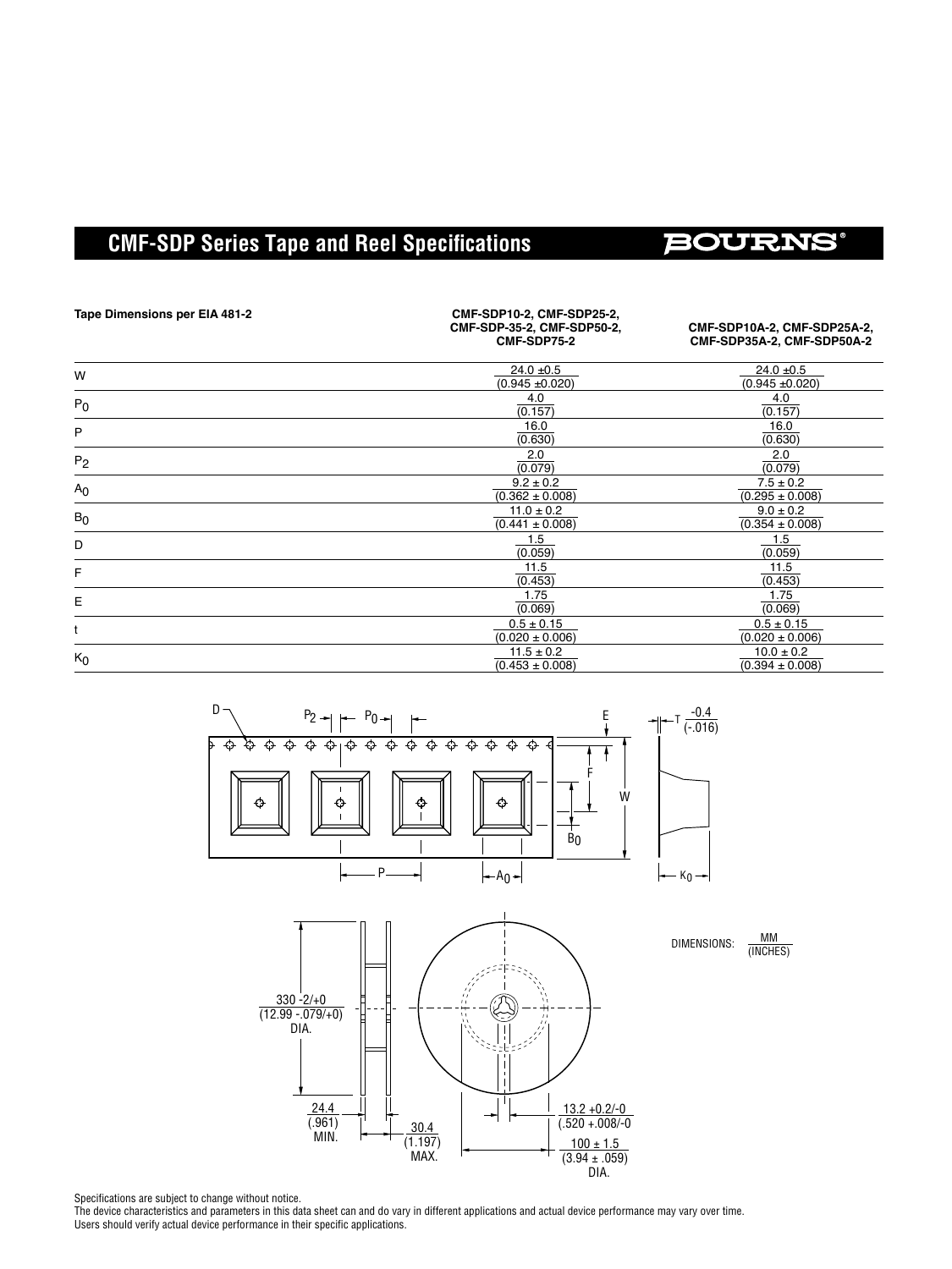# CMF-SDP Series Tape and Reel Specifications

| Tape Dimensions per EIA 481-2 | CMF-SDP10-2, CMF-SDP25-2, CMF-SDP-35-2, CMF-SDP50-2, CMF-SDP75-2 | CMF-SDP10A-2, CMF-SDP25A-2, CMF-SDP35A-2, CMF-SDP50A-2 |
|---|---|---|
| W | 24.0 ±0.5 (0.945 ±0.020) | 24.0 ±0.5 (0.945 ±0.020) |
| $P_0$ | 4.0 (0.157) | 4.0 (0.157) |
| P | 16.0 (0.630) | 16.0 (0.630) |
| $P_2$ | 2.0 (0.079) | 2.0 (0.079) |
| $A_0$ | 9.2 ± 0.2 (0.362 ± 0.008) | 7.5 ± 0.2 (0.295 ± 0.008) |
| $B_0$ | 11.0 ± 0.2 (0.441 ± 0.008) | 9.0 ± 0.2 (0.354 ± 0.008) |
| D | 1.5 (0.059) | 1.5 (0.059) |
| F | 11.5 (0.453) | 11.5 (0.453) |
| E | 1.75 (0.069) | 1.75 (0.069) |
| t | 0.5 ± 0.15 (0.020 ± 0.006) | 0.5 ± 0.15 (0.020 ± 0.006) |
| $K_0$ | 11.5 ± 0.2 (0.453 ± 0.008) | 10.0 ± 0.2 (0.394 ± 0.008) |

D, $P_2$, $P_0$, E, F, W, $B_0$, P, $A_0$, T -0.4 (-.016), $K_0$

330 -2/+0 (12.99 -.079/+0) DIA.

24.4 (.961) MIN.

30.4 (1.197) MAX.

13.2 +0.2/-0 (.520 +.008/-0)

100 ± 1.5 (3.94 ± .059) DIA.

DIMENSIONS: MM (INCHES)

Specifications are subject to change without notice.
The device characteristics and parameters in this data sheet can and do vary in different applications and actual device performance may vary over time.
Users should verify actual device performance in their specific applications.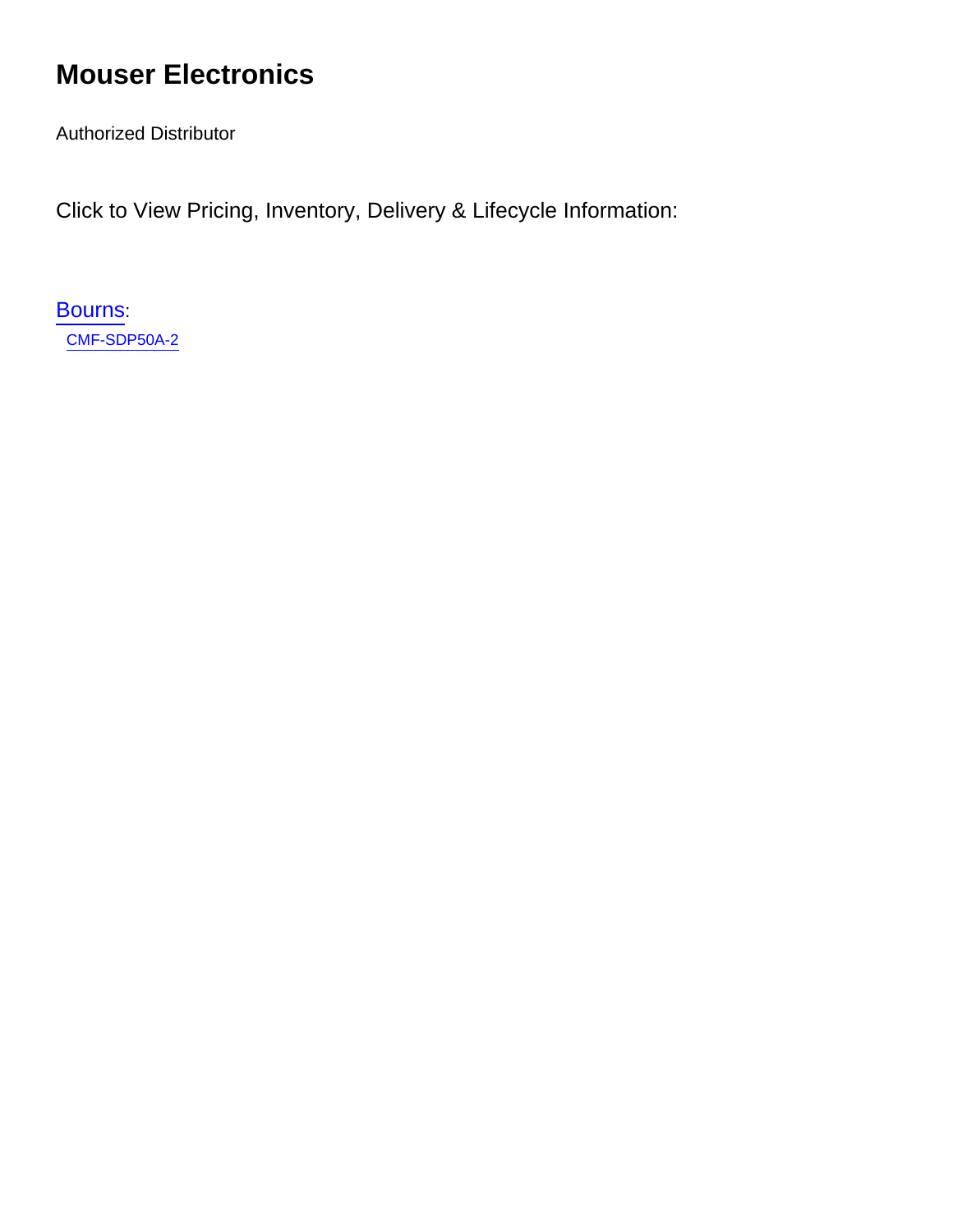# Mouser Electronics

Authorized Distributor

Click to View Pricing, Inventory, Delivery & Lifecycle Information:

Bourns:

CMF-SDP50A-2